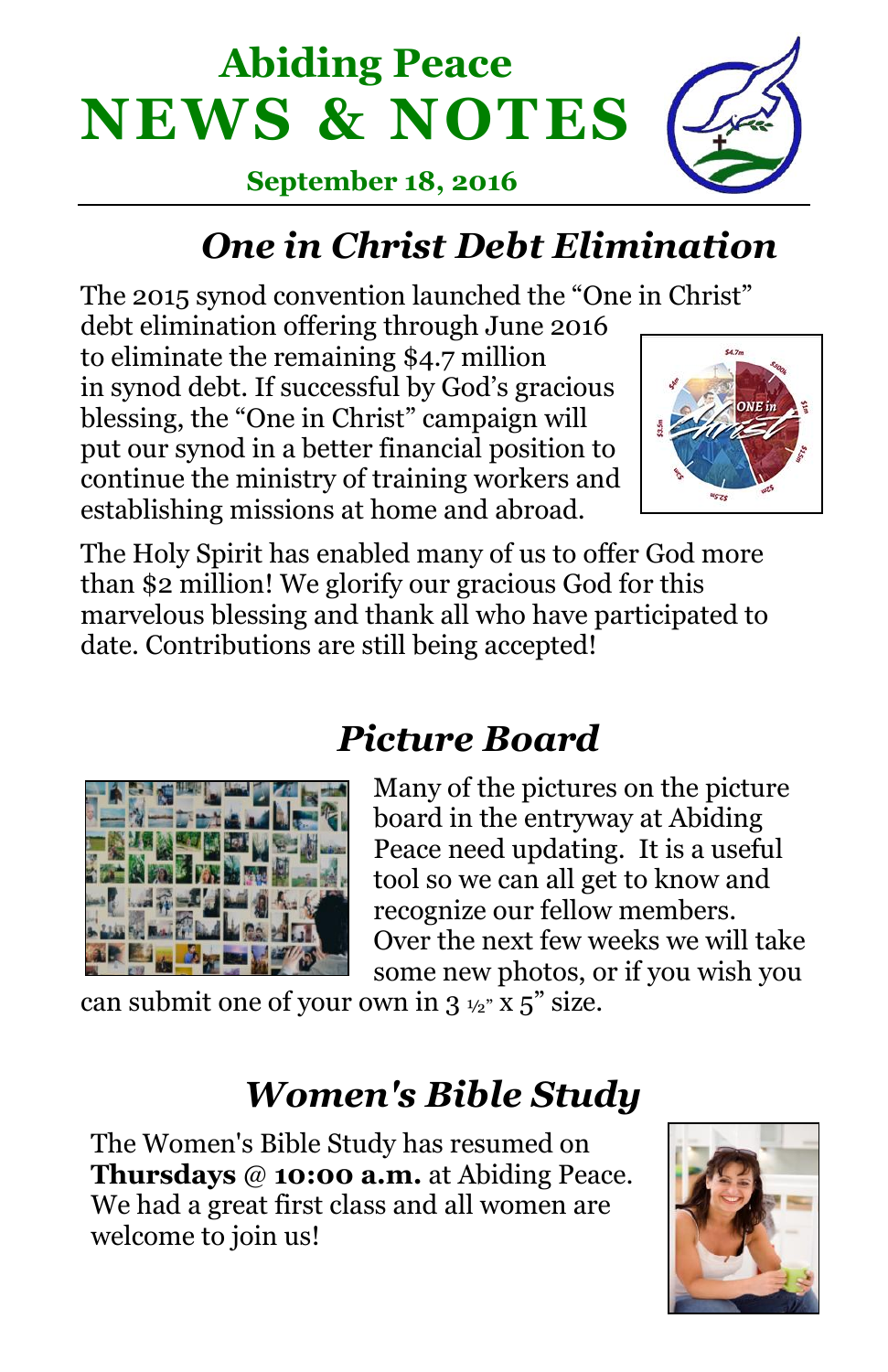# Abiding Peace NEWS & NOTES

**September 18, 2016**

## *One in Christ Debt Elimination*

The 2015 synod convention launched the "One in Christ" debt elimination offering through June 2016 to eliminate the remaining $4.7 million in synod debt. If successful by God's gracious blessing, the "One in Christ" campaign will put our synod in a better financial position to continue the ministry of training workers and establishing missions at home and abroad.

The Holy Spirit has enabled many of us to offer God more than $2 million! We glorify our gracious God for this marvelous blessing and thank all who have participated to date. Contributions are still being accepted!

## *Picture Board*

Many of the pictures on the picture board in the entryway at Abiding Peace need updating. It is a useful tool so we can all get to know and recognize our fellow members. Over the next few weeks we will take some new photos, or if you wish you can submit one of your own in 3 ½" x 5" size.

## *Women's Bible Study*

The Women's Bible Study has resumed on **Thursdays** @ **10:00 a.m.** at Abiding Peace. We had a great first class and all women are welcome to join us!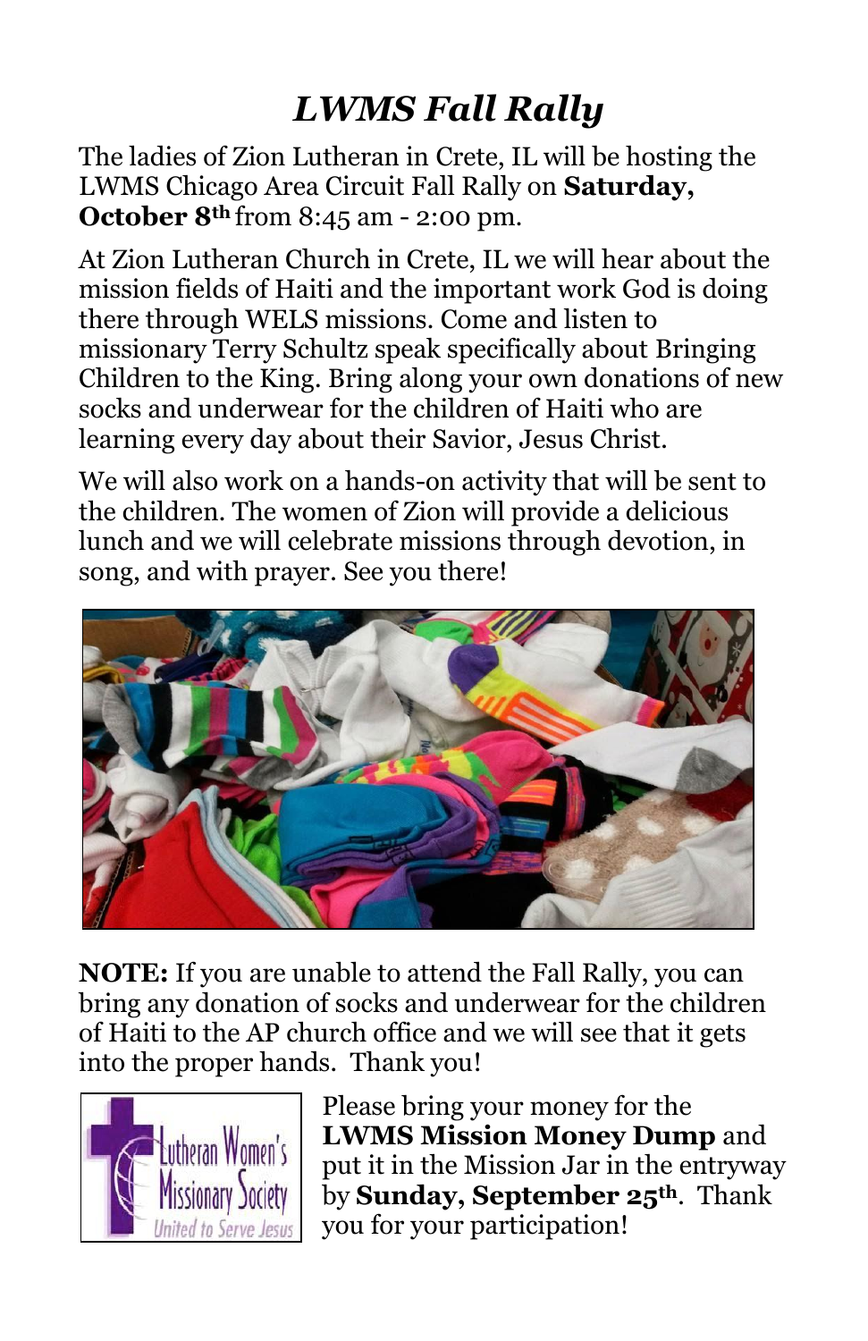# *LWMS Fall Rally*

The ladies of Zion Lutheran in Crete, IL will be hosting the LWMS Chicago Area Circuit Fall Rally on **Saturday, October 8th** from 8:45 am - 2:00 pm.

At Zion Lutheran Church in Crete, IL we will hear about the mission fields of Haiti and the important work God is doing there through WELS missions. Come and listen to missionary Terry Schultz speak specifically about Bringing Children to the King. Bring along your own donations of new socks and underwear for the children of Haiti who are learning every day about their Savior, Jesus Christ.

We will also work on a hands-on activity that will be sent to the children. The women of Zion will provide a delicious lunch and we will celebrate missions through devotion, in song, and with prayer. See you there!

**NOTE:** If you are unable to attend the Fall Rally, you can bring any donation of socks and underwear for the children of Haiti to the AP church office and we will see that it gets into the proper hands. Thank you!

Lutheran Women's Missionary Society
*United to Serve Jesus*

Please bring your money for the **LWMS Mission Money Dump** and put it in the Mission Jar in the entryway by **Sunday, September 25th**. Thank you for your participation!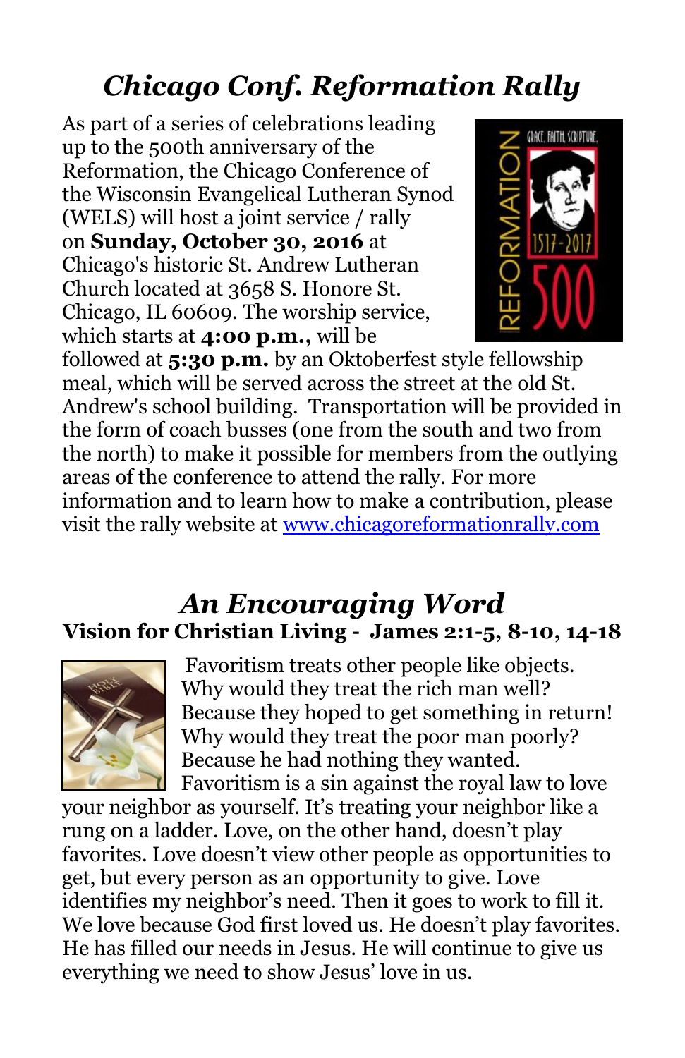## *Chicago Conf. Reformation Rally*

As part of a series of celebrations leading up to the 500th anniversary of the Reformation, the Chicago Conference of the Wisconsin Evangelical Lutheran Synod (WELS) will host a joint service / rally on **Sunday, October 30, 2016** at Chicago's historic St. Andrew Lutheran Church located at 3658 S. Honore St. Chicago, IL 60609. The worship service, which starts at **4:00 p.m.,** will be followed at **5:30 p.m.** by an Oktoberfest style fellowship meal, which will be served across the street at the old St. Andrew's school building. Transportation will be provided in the form of coach busses (one from the south and two from the north) to make it possible for members from the outlying areas of the conference to attend the rally. For more information and to learn how to make a contribution, please visit the rally website at [www.chicagoreformationrally.com](http://www.chicagoreformationrally.com)

## *An Encouraging Word*

### Vision for Christian Living - James 2:1-5, 8-10, 14-18

Favoritism treats other people like objects. Why would they treat the rich man well? Because they hoped to get something in return! Why would they treat the poor man poorly? Because he had nothing they wanted. Favoritism is a sin against the royal law to love your neighbor as yourself. It's treating your neighbor like a rung on a ladder. Love, on the other hand, doesn't play favorites. Love doesn't view other people as opportunities to get, but every person as an opportunity to give. Love identifies my neighbor's need. Then it goes to work to fill it. We love because God first loved us. He doesn't play favorites. He has filled our needs in Jesus. He will continue to give us everything we need to show Jesus' love in us.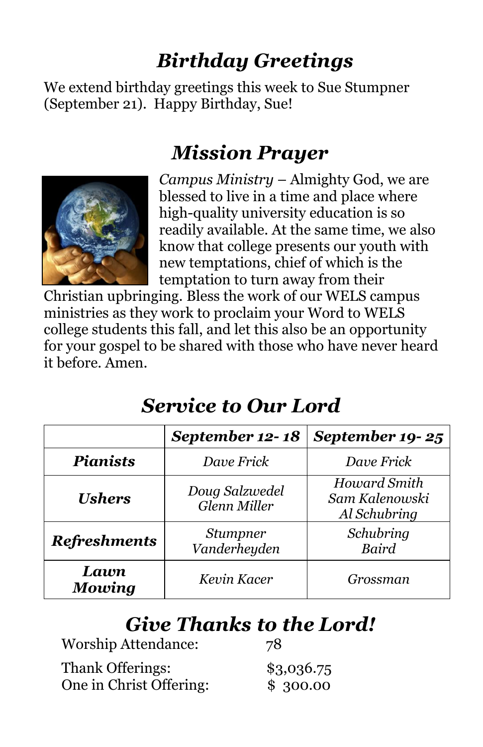## *Birthday Greetings*

We extend birthday greetings this week to Sue Stumpner (September 21). Happy Birthday, Sue!

## *Mission Prayer*

*Campus Ministry* – Almighty God, we are blessed to live in a time and place where high-quality university education is so readily available. At the same time, we also know that college presents our youth with new temptations, chief of which is the temptation to turn away from their Christian upbringing. Bless the work of our WELS campus ministries as they work to proclaim your Word to WELS college students this fall, and let this also be an opportunity for your gospel to be shared with those who have never heard it before. Amen.

## *Service to Our Lord*

| | ***September 12- 18*** | ***September 19- 25*** |
|---|---|---|
| ***Pianists*** | *Dave Frick* | *Dave Frick* |
| ***Ushers*** | *Doug Salzwedel*<br>*Glenn Miller* | *Howard Smith*<br>*Sam Kalenowski*<br>*Al Schubring* |
| ***Refreshments*** | *Stumpner*<br>*Vanderheyden* | *Schubring*<br>*Baird* |
| ***Lawn Mowing*** | *Kevin Kacer* | *Grossman* |

## *Give Thanks to the Lord!*

Worship Attendance: 78

Thank Offerings: $3,036.75
One in Christ Offering: $ 300.00